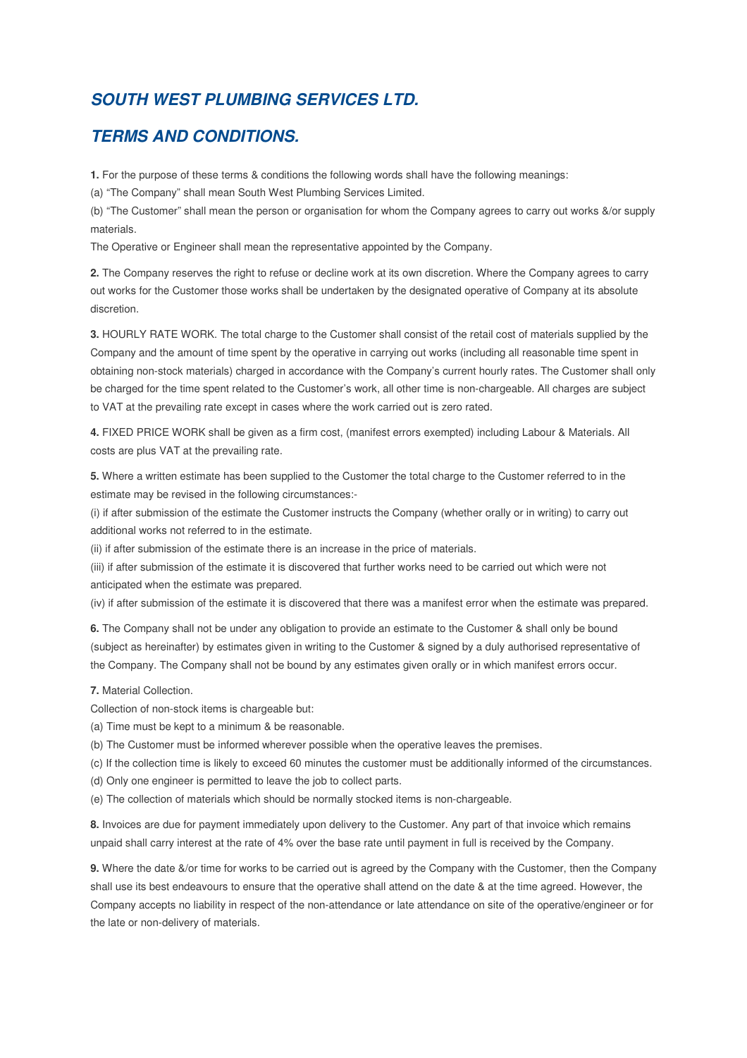# *SOUTH WEST PLUMBING SERVICES LTD.*

## *TERMS AND CONDITIONS.*

**1.** For the purpose of these terms & conditions the following words shall have the following meanings:

(a) "The Company" shall mean South West Plumbing Services Limited.

(b) "The Customer" shall mean the person or organisation for whom the Company agrees to carry out works &/or supply materials.

The Operative or Engineer shall mean the representative appointed by the Company.

**2.** The Company reserves the right to refuse or decline work at its own discretion. Where the Company agrees to carry out works for the Customer those works shall be undertaken by the designated operative of Company at its absolute discretion.

**3.** HOURLY RATE WORK. The total charge to the Customer shall consist of the retail cost of materials supplied by the Company and the amount of time spent by the operative in carrying out works (including all reasonable time spent in obtaining non-stock materials) charged in accordance with the Company's current hourly rates. The Customer shall only be charged for the time spent related to the Customer's work, all other time is non-chargeable. All charges are subject to VAT at the prevailing rate except in cases where the work carried out is zero rated.

**4.** FIXED PRICE WORK shall be given as a firm cost, (manifest errors exempted) including Labour & Materials. All costs are plus VAT at the prevailing rate.

**5.** Where a written estimate has been supplied to the Customer the total charge to the Customer referred to in the estimate may be revised in the following circumstances:-

(i) if after submission of the estimate the Customer instructs the Company (whether orally or in writing) to carry out additional works not referred to in the estimate.

(ii) if after submission of the estimate there is an increase in the price of materials.

(iii) if after submission of the estimate it is discovered that further works need to be carried out which were not anticipated when the estimate was prepared.

(iv) if after submission of the estimate it is discovered that there was a manifest error when the estimate was prepared.

**6.** The Company shall not be under any obligation to provide an estimate to the Customer & shall only be bound (subject as hereinafter) by estimates given in writing to the Customer & signed by a duly authorised representative of the Company. The Company shall not be bound by any estimates given orally or in which manifest errors occur.

**7.** Material Collection.

Collection of non-stock items is chargeable but:

(a) Time must be kept to a minimum & be reasonable.

(b) The Customer must be informed wherever possible when the operative leaves the premises.

(c) If the collection time is likely to exceed 60 minutes the customer must be additionally informed of the circumstances.

(d) Only one engineer is permitted to leave the job to collect parts.

(e) The collection of materials which should be normally stocked items is non-chargeable.

**8.** Invoices are due for payment immediately upon delivery to the Customer. Any part of that invoice which remains unpaid shall carry interest at the rate of 4% over the base rate until payment in full is received by the Company.

**9.** Where the date &/or time for works to be carried out is agreed by the Company with the Customer, then the Company shall use its best endeavours to ensure that the operative shall attend on the date & at the time agreed. However, the Company accepts no liability in respect of the non-attendance or late attendance on site of the operative/engineer or for the late or non-delivery of materials.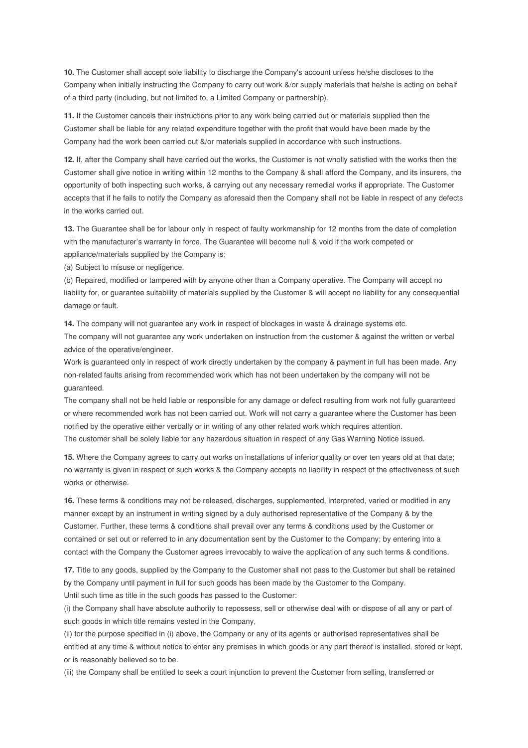**10.** The Customer shall accept sole liability to discharge the Company's account unless he/she discloses to the Company when initially instructing the Company to carry out work &/or supply materials that he/she is acting on behalf of a third party (including, but not limited to, a Limited Company or partnership).

**11.** If the Customer cancels their instructions prior to any work being carried out or materials supplied then the Customer shall be liable for any related expenditure together with the profit that would have been made by the Company had the work been carried out &/or materials supplied in accordance with such instructions.

**12.** If, after the Company shall have carried out the works, the Customer is not wholly satisfied with the works then the Customer shall give notice in writing within 12 months to the Company & shall afford the Company, and its insurers, the opportunity of both inspecting such works, & carrying out any necessary remedial works if appropriate. The Customer accepts that if he fails to notify the Company as aforesaid then the Company shall not be liable in respect of any defects in the works carried out.

**13.** The Guarantee shall be for labour only in respect of faulty workmanship for 12 months from the date of completion with the manufacturer's warranty in force. The Guarantee will become null & void if the work competed or appliance/materials supplied by the Company is;

(a) Subject to misuse or negligence.

(b) Repaired, modified or tampered with by anyone other than a Company operative. The Company will accept no liability for, or guarantee suitability of materials supplied by the Customer & will accept no liability for any consequential damage or fault.

**14.** The company will not guarantee any work in respect of blockages in waste & drainage systems etc.

The company will not guarantee any work undertaken on instruction from the customer & against the written or verbal advice of the operative/engineer.

Work is guaranteed only in respect of work directly undertaken by the company & payment in full has been made. Any non-related faults arising from recommended work which has not been undertaken by the company will not be guaranteed.

The company shall not be held liable or responsible for any damage or defect resulting from work not fully guaranteed or where recommended work has not been carried out. Work will not carry a guarantee where the Customer has been notified by the operative either verbally or in writing of any other related work which requires attention.

The customer shall be solely liable for any hazardous situation in respect of any Gas Warning Notice issued.

**15.** Where the Company agrees to carry out works on installations of inferior quality or over ten years old at that date; no warranty is given in respect of such works & the Company accepts no liability in respect of the effectiveness of such works or otherwise.

**16.** These terms & conditions may not be released, discharges, supplemented, interpreted, varied or modified in any manner except by an instrument in writing signed by a duly authorised representative of the Company & by the Customer. Further, these terms & conditions shall prevail over any terms & conditions used by the Customer or contained or set out or referred to in any documentation sent by the Customer to the Company; by entering into a contact with the Company the Customer agrees irrevocably to waive the application of any such terms & conditions.

**17.** Title to any goods, supplied by the Company to the Customer shall not pass to the Customer but shall be retained by the Company until payment in full for such goods has been made by the Customer to the Company.

Until such time as title in the such goods has passed to the Customer:

(i) the Company shall have absolute authority to repossess, sell or otherwise deal with or dispose of all any or part of such goods in which title remains vested in the Company,

(ii) for the purpose specified in (i) above, the Company or any of its agents or authorised representatives shall be entitled at any time & without notice to enter any premises in which goods or any part thereof is installed, stored or kept, or is reasonably believed so to be.

(iii) the Company shall be entitled to seek a court injunction to prevent the Customer from selling, transferred or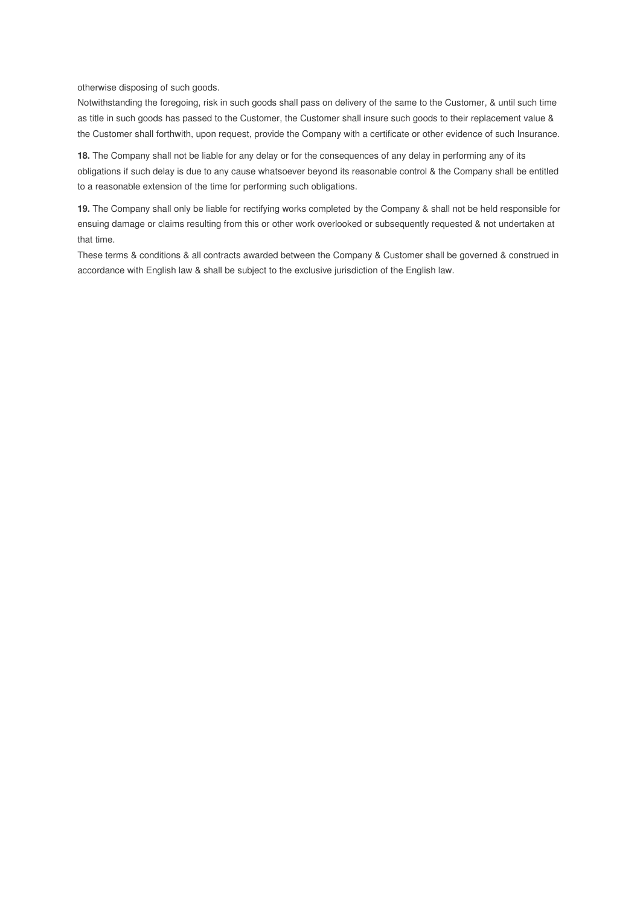otherwise disposing of such goods.

Notwithstanding the foregoing, risk in such goods shall pass on delivery of the same to the Customer, & until such time as title in such goods has passed to the Customer, the Customer shall insure such goods to their replacement value & the Customer shall forthwith, upon request, provide the Company with a certificate or other evidence of such Insurance.

**18.** The Company shall not be liable for any delay or for the consequences of any delay in performing any of its obligations if such delay is due to any cause whatsoever beyond its reasonable control & the Company shall be entitled to a reasonable extension of the time for performing such obligations.

**19.** The Company shall only be liable for rectifying works completed by the Company & shall not be held responsible for ensuing damage or claims resulting from this or other work overlooked or subsequently requested & not undertaken at that time.

These terms & conditions & all contracts awarded between the Company & Customer shall be governed & construed in accordance with English law & shall be subject to the exclusive jurisdiction of the English law.